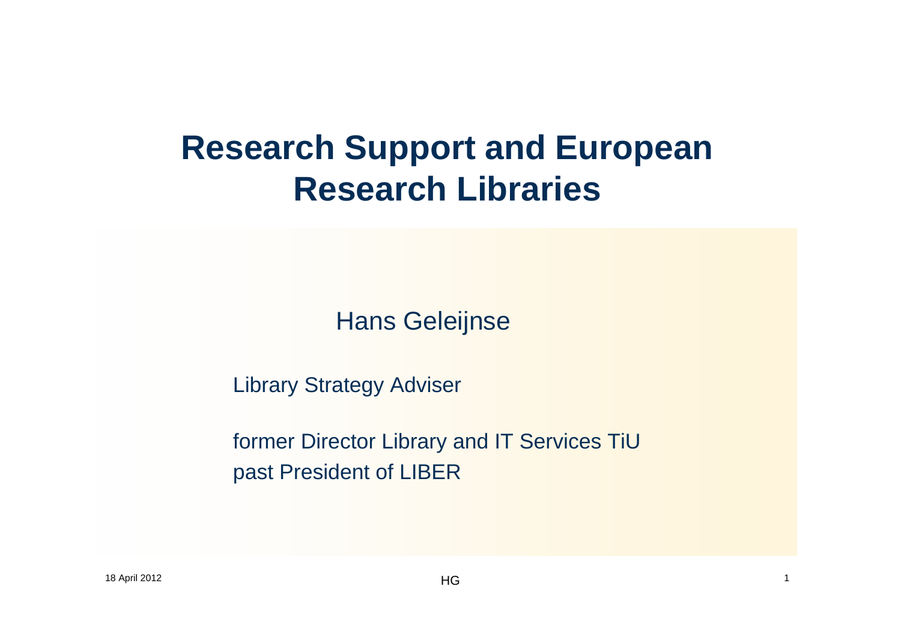# Research Support and European Research Libraries

Hans Geleijnse

Library Strategy Adviser

former Director Library and IT Services TiU
past President of LIBER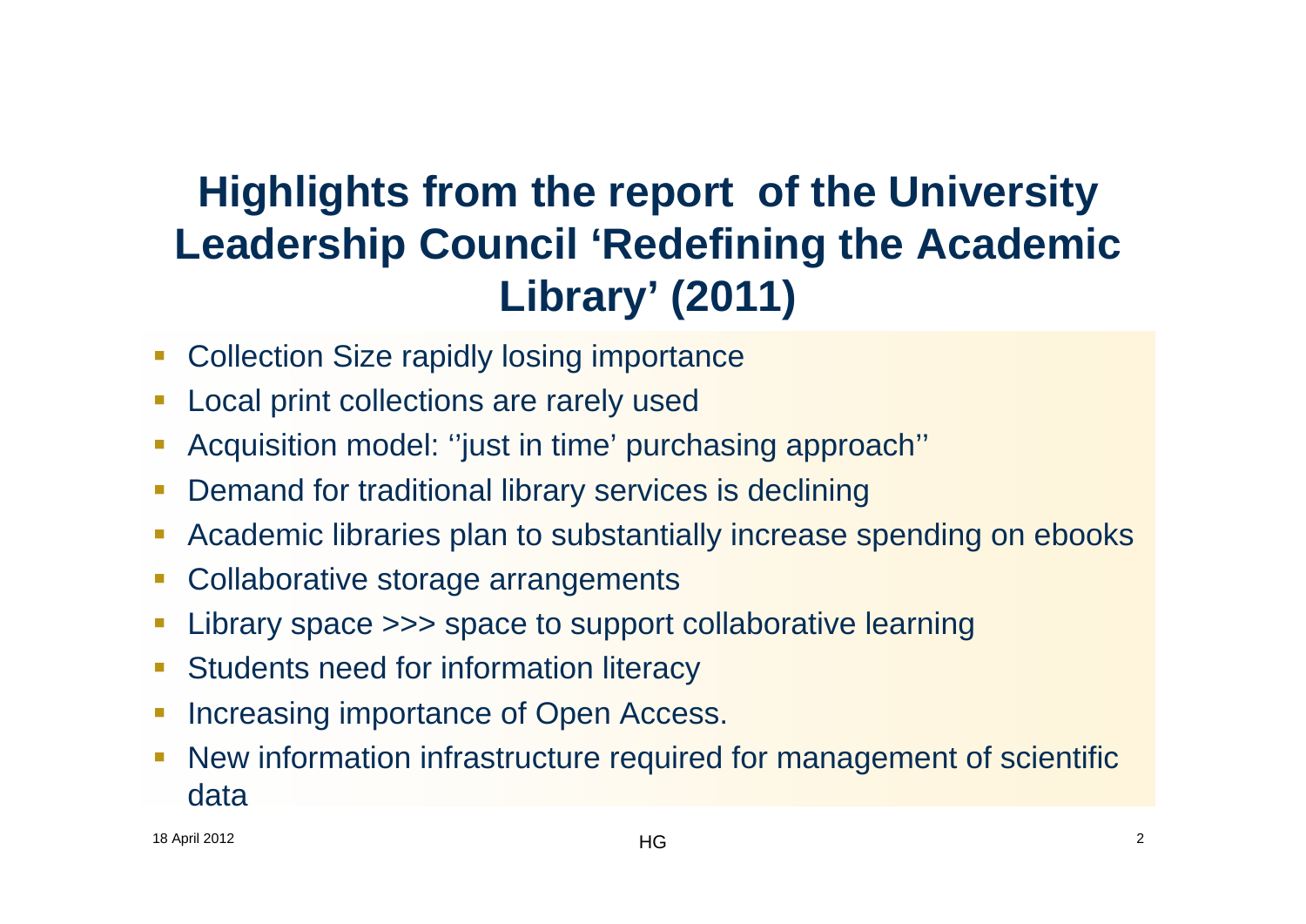# Highlights from the report of the University Leadership Council 'Redefining the Academic Library' (2011)

- Collection Size rapidly losing importance
- Local print collections are rarely used
- Acquisition model: ''just in time' purchasing approach''
- Demand for traditional library services is declining
- Academic libraries plan to substantially increase spending on ebooks
- Collaborative storage arrangements
- Library space >>> space to support collaborative learning
- Students need for information literacy
- Increasing importance of Open Access.
- New information infrastructure required for management of scientific data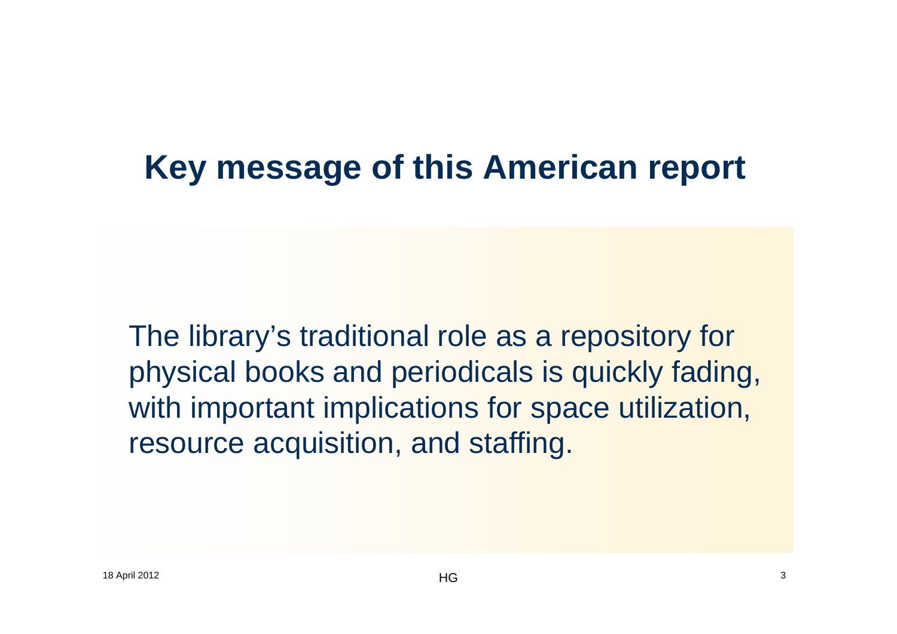# Key message of this American report

The library's traditional role as a repository for physical books and periodicals is quickly fading, with important implications for space utilization, resource acquisition, and staffing.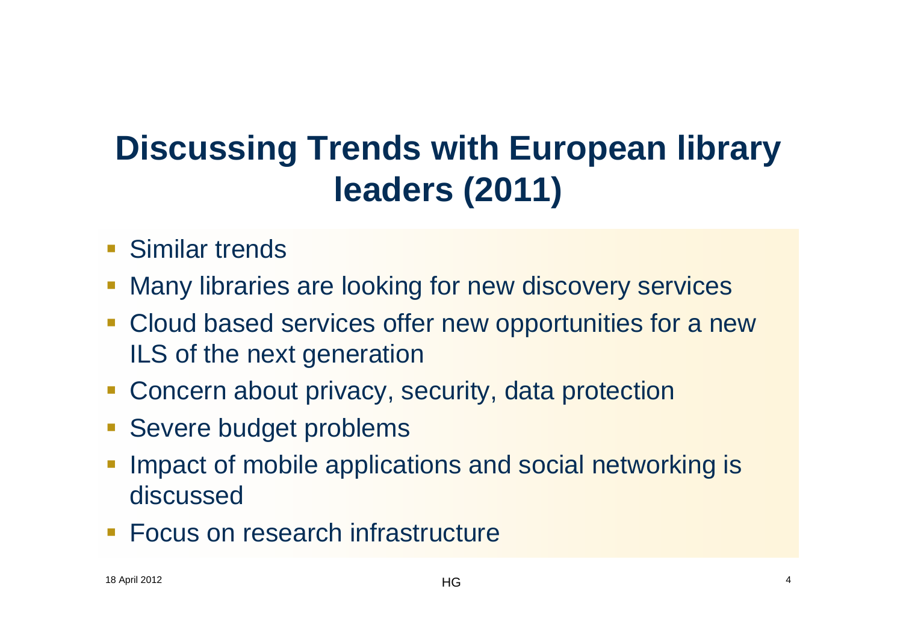# Discussing Trends with European library leaders (2011)

- Similar trends
- Many libraries are looking for new discovery services
- Cloud based services offer new opportunities for a new ILS of the next generation
- Concern about privacy, security, data protection
- Severe budget problems
- Impact of mobile applications and social networking is discussed
- Focus on research infrastructure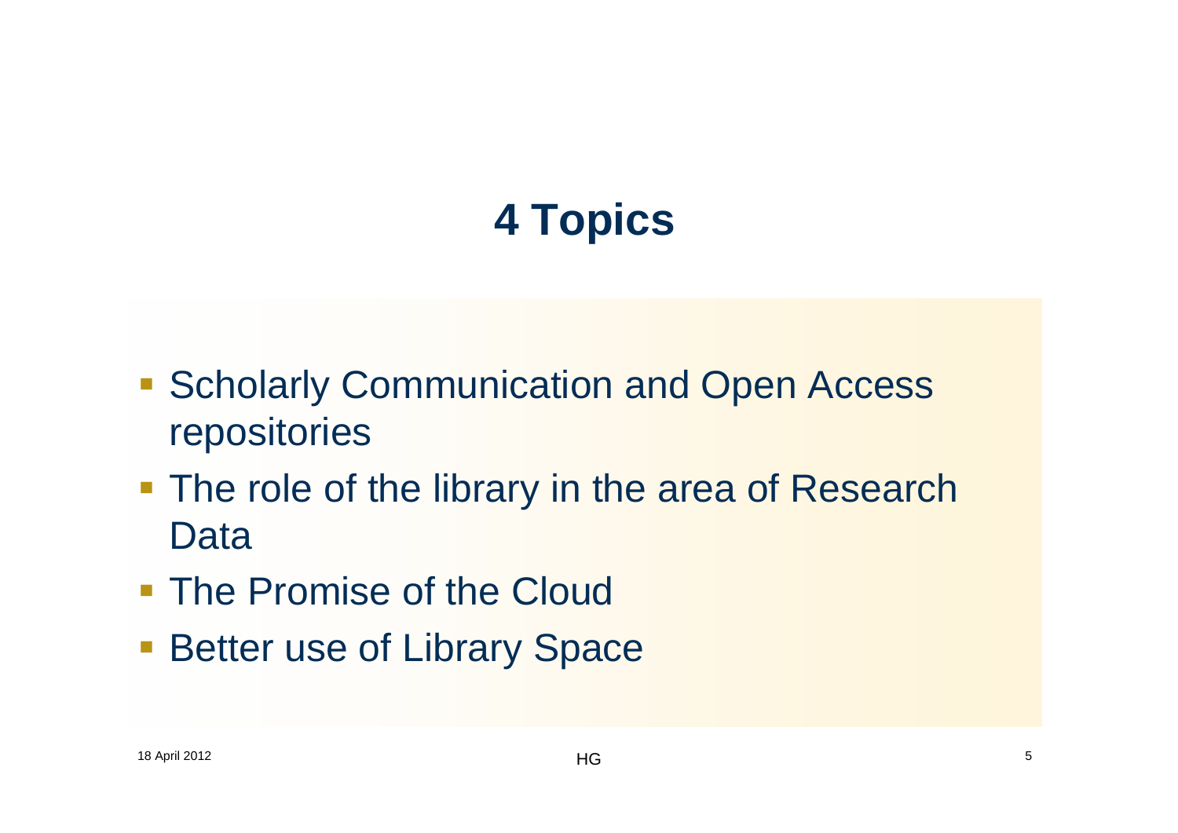# 4 Topics

- Scholarly Communication and Open Access repositories
- The role of the library in the area of Research Data
- The Promise of the Cloud
- Better use of Library Space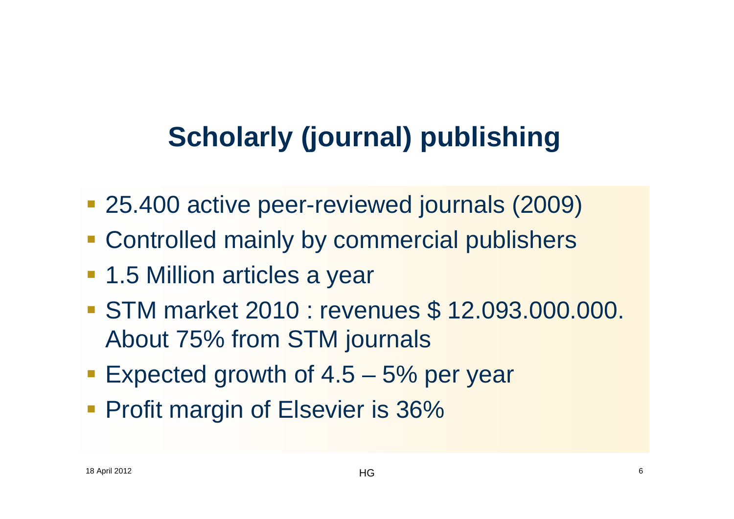# Scholarly (journal) publishing

- 25.400 active peer-reviewed journals (2009)
- Controlled mainly by commercial publishers
- 1.5 Million articles a year
- STM market 2010 : revenues $ 12.093.000.000. About 75% from STM journals
- Expected growth of 4.5 – 5% per year
- Profit margin of Elsevier is 36%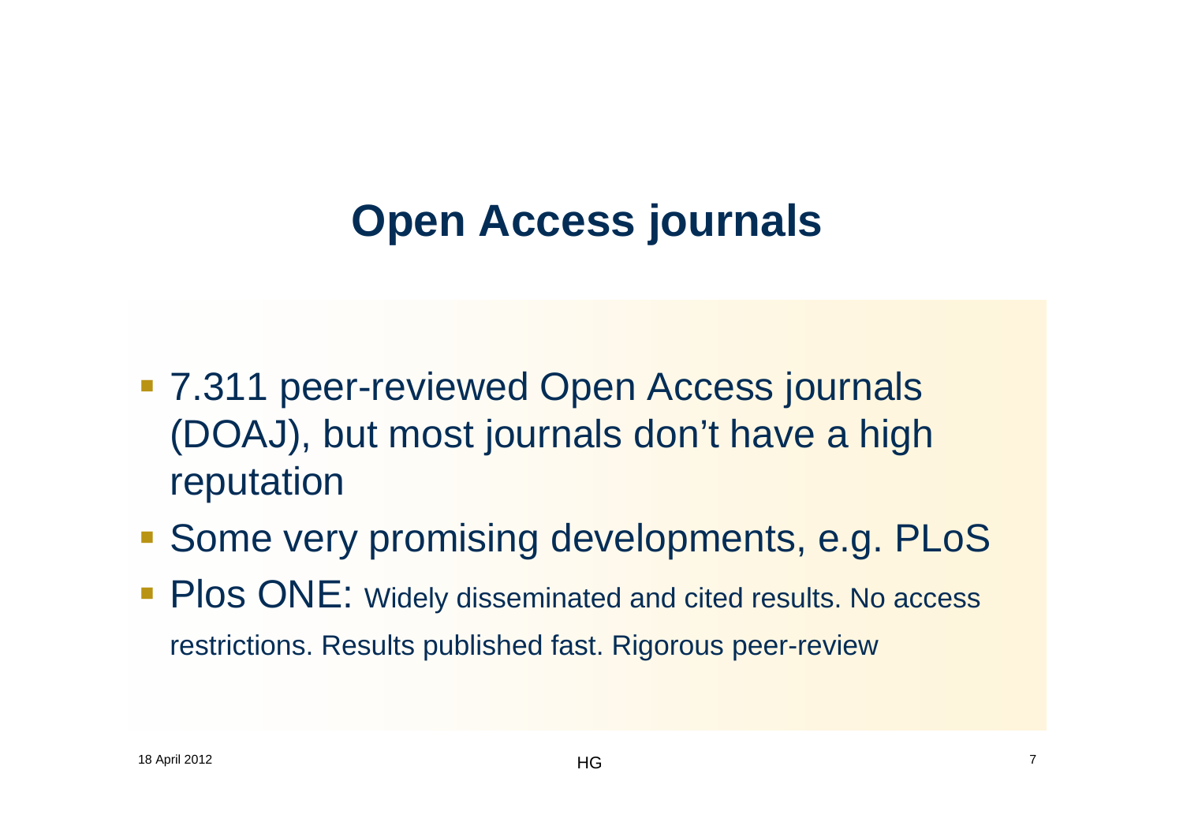# Open Access journals

- 7.311 peer-reviewed Open Access journals (DOAJ), but most journals don't have a high reputation
- Some very promising developments, e.g. PLoS
- Plos ONE: Widely disseminated and cited results. No access restrictions. Results published fast. Rigorous peer-review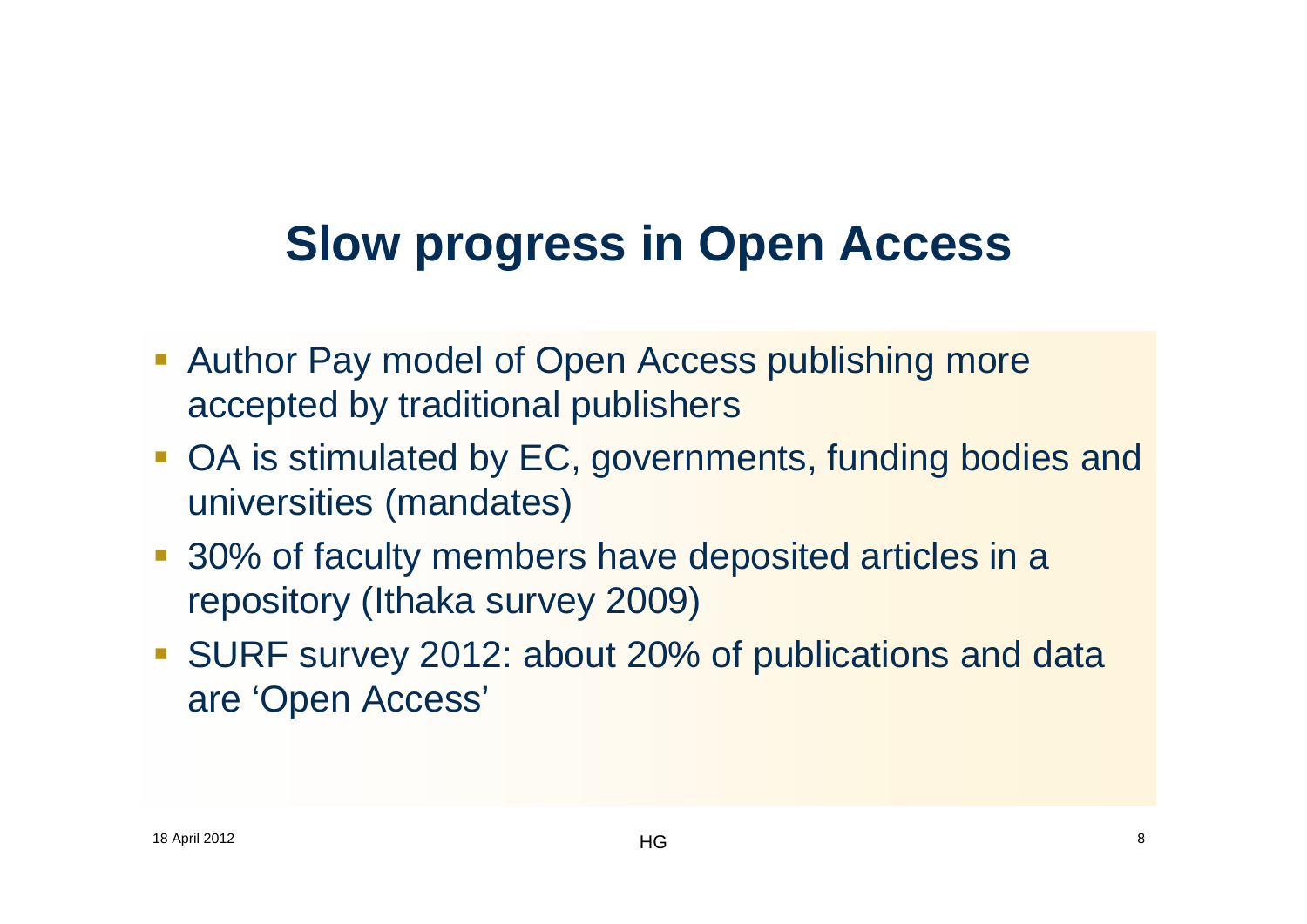# Slow progress in Open Access

- Author Pay model of Open Access publishing more accepted by traditional publishers
- OA is stimulated by EC, governments, funding bodies and universities (mandates)
- 30% of faculty members have deposited articles in a repository (Ithaka survey 2009)
- SURF survey 2012: about 20% of publications and data are 'Open Access'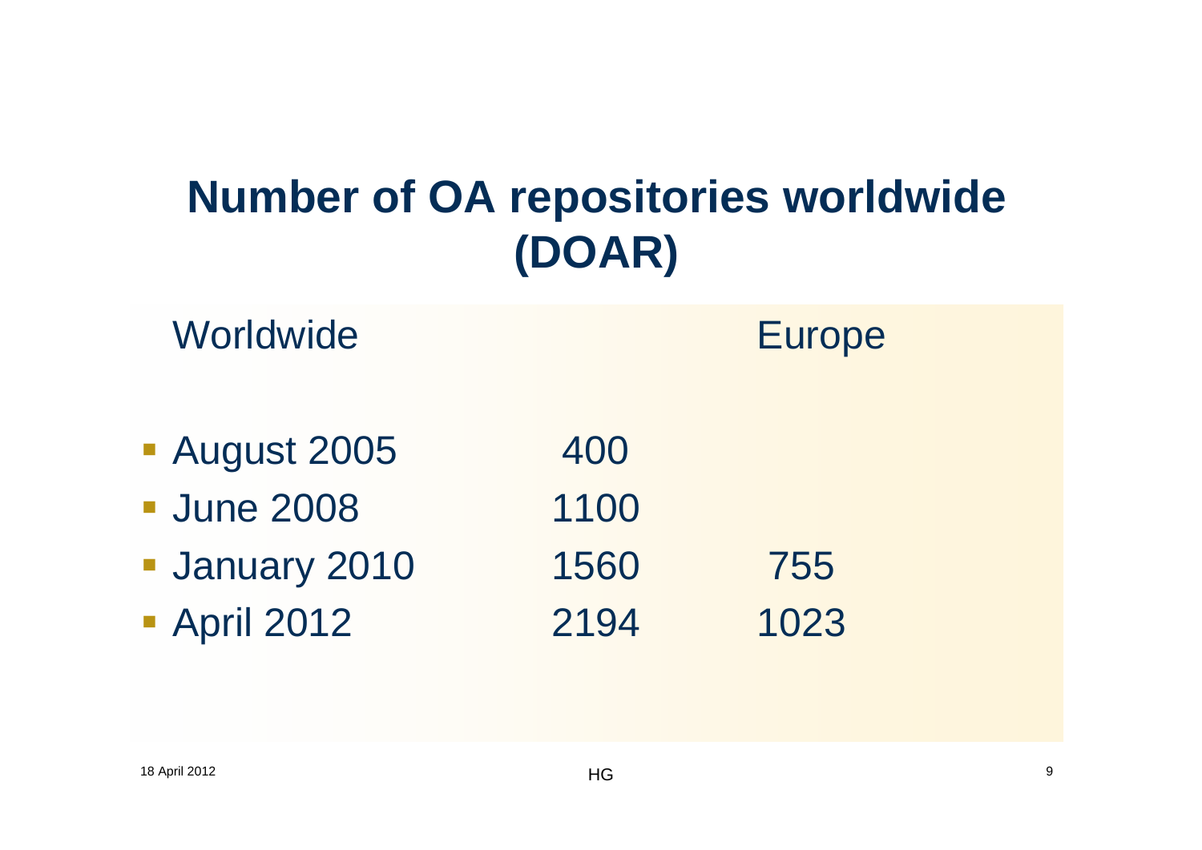# Number of OA repositories worldwide (DOAR)

| | Worldwide | Europe |
|---|---|---|
| August 2005 | 400 | |
| June 2008 | 1100 | |
| January 2010 | 1560 | 755 |
| April 2012 | 2194 | 1023 |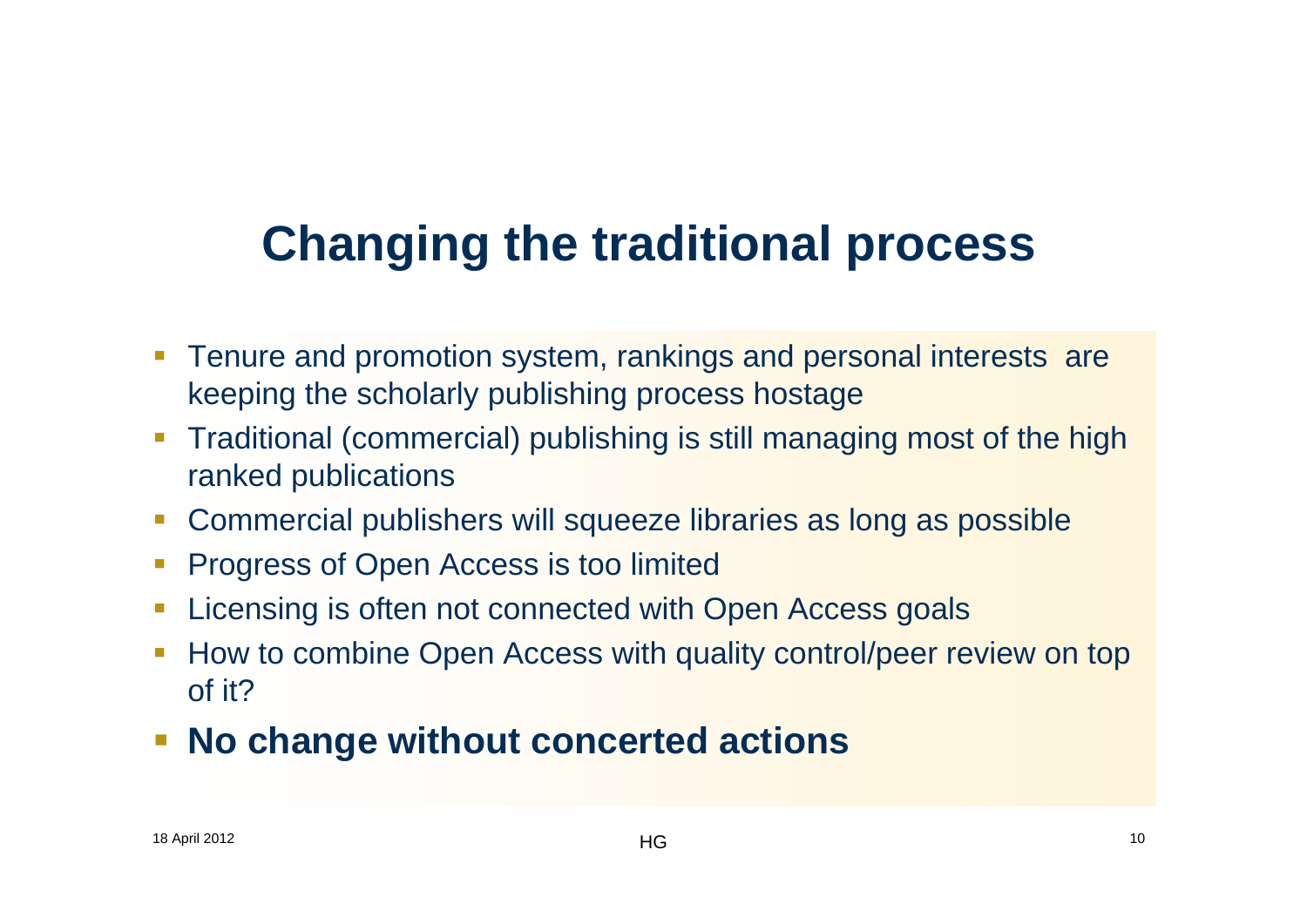# Changing the traditional process

- Tenure and promotion system, rankings and personal interests are keeping the scholarly publishing process hostage
- Traditional (commercial) publishing is still managing most of the high ranked publications
- Commercial publishers will squeeze libraries as long as possible
- Progress of Open Access is too limited
- Licensing is often not connected with Open Access goals
- How to combine Open Access with quality control/peer review on top of it?
- **No change without concerted actions**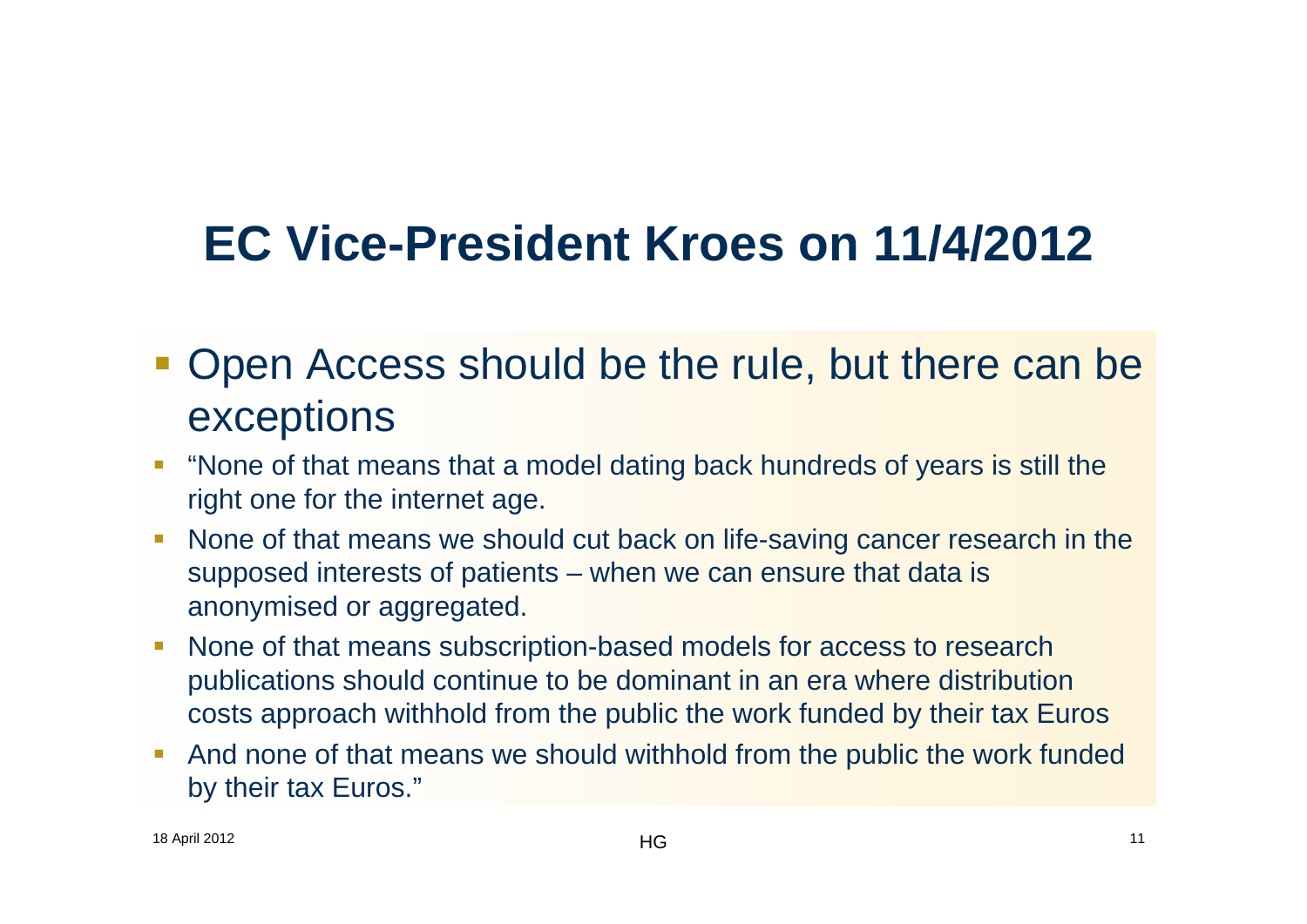# EC Vice-President Kroes on 11/4/2012

- Open Access should be the rule, but there can be exceptions
  - "None of that means that a model dating back hundreds of years is still the right one for the internet age.
  - None of that means we should cut back on life-saving cancer research in the supposed interests of patients – when we can ensure that data is anonymised or aggregated.
  - None of that means subscription-based models for access to research publications should continue to be dominant in an era where distribution costs approach withhold from the public the work funded by their tax Euros
  - And none of that means we should withhold from the public the work funded by their tax Euros."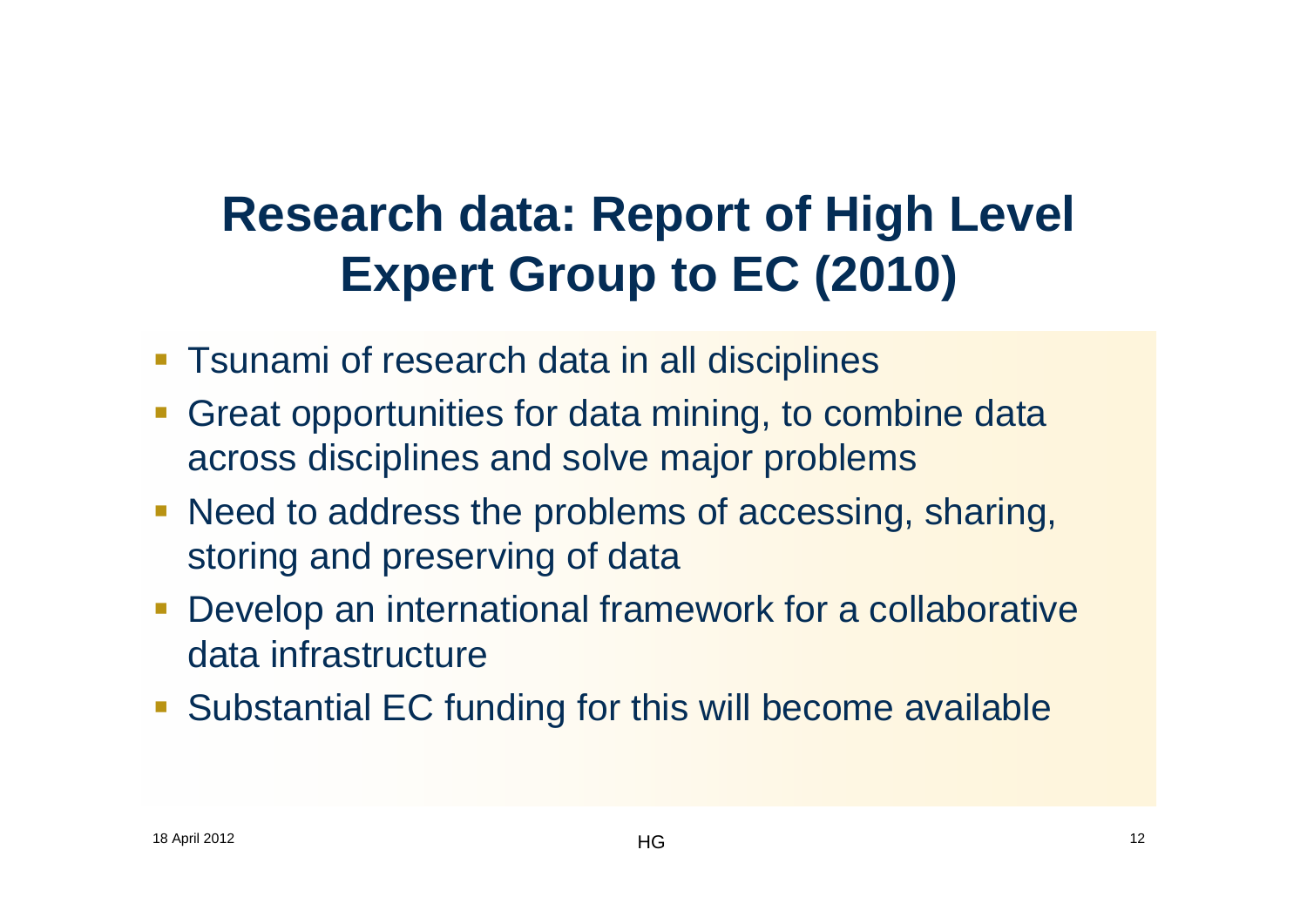# Research data: Report of High Level Expert Group to EC (2010)

- Tsunami of research data in all disciplines
- Great opportunities for data mining, to combine data across disciplines and solve major problems
- Need to address the problems of accessing, sharing, storing and preserving of data
- Develop an international framework for a collaborative data infrastructure
- Substantial EC funding for this will become available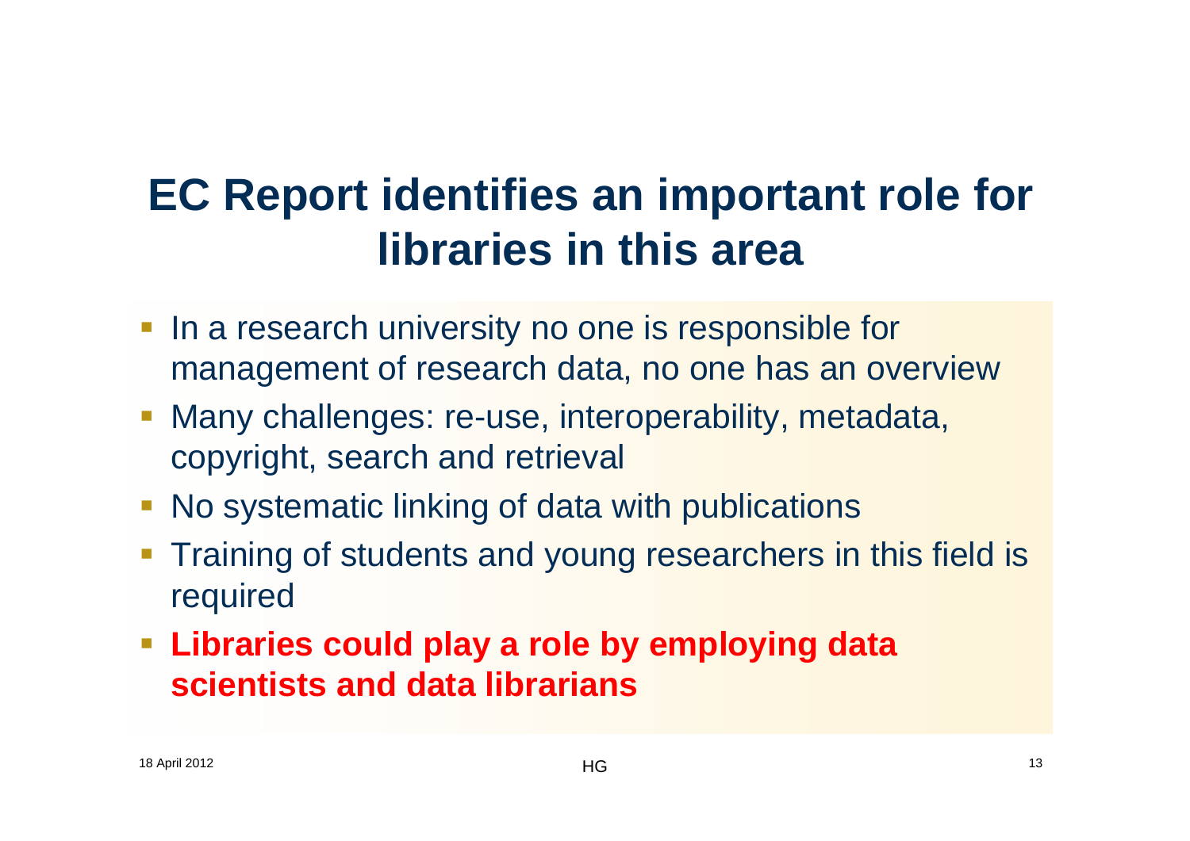# EC Report identifies an important role for libraries in this area

- In a research university no one is responsible for management of research data, no one has an overview
- Many challenges: re-use, interoperability, metadata, copyright, search and retrieval
- No systematic linking of data with publications
- Training of students and young researchers in this field is required
- **Libraries could play a role by employing data scientists and data librarians**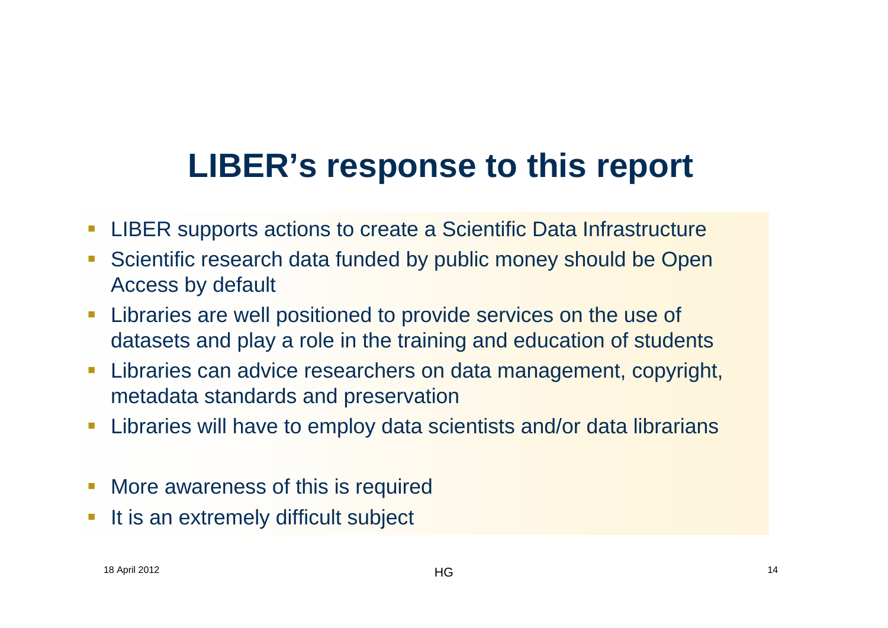# LIBER's response to this report

- LIBER supports actions to create a Scientific Data Infrastructure
- Scientific research data funded by public money should be Open Access by default
- Libraries are well positioned to provide services on the use of datasets and play a role in the training and education of students
- Libraries can advice researchers on data management, copyright, metadata standards and preservation
- Libraries will have to employ data scientists and/or data librarians

- More awareness of this is required
- It is an extremely difficult subject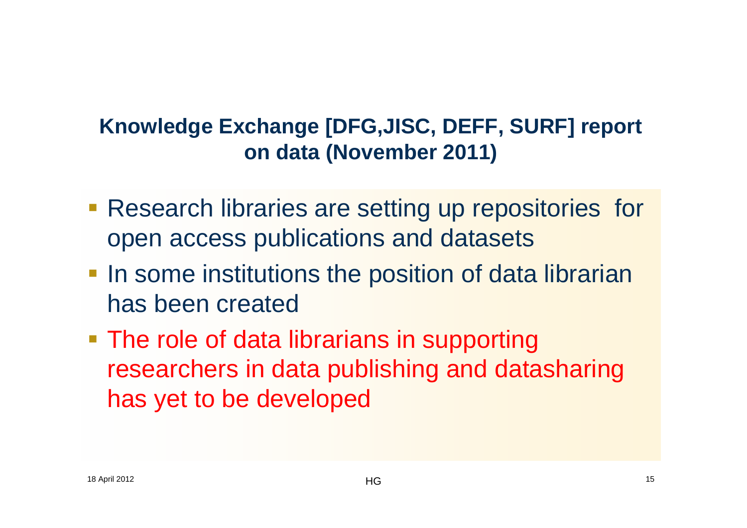## Knowledge Exchange [DFG,JISC, DEFF, SURF] report on data (November 2011)

- Research libraries are setting up repositories for open access publications and datasets
- In some institutions the position of data librarian has been created
- The role of data librarians in supporting researchers in data publishing and datasharing has yet to be developed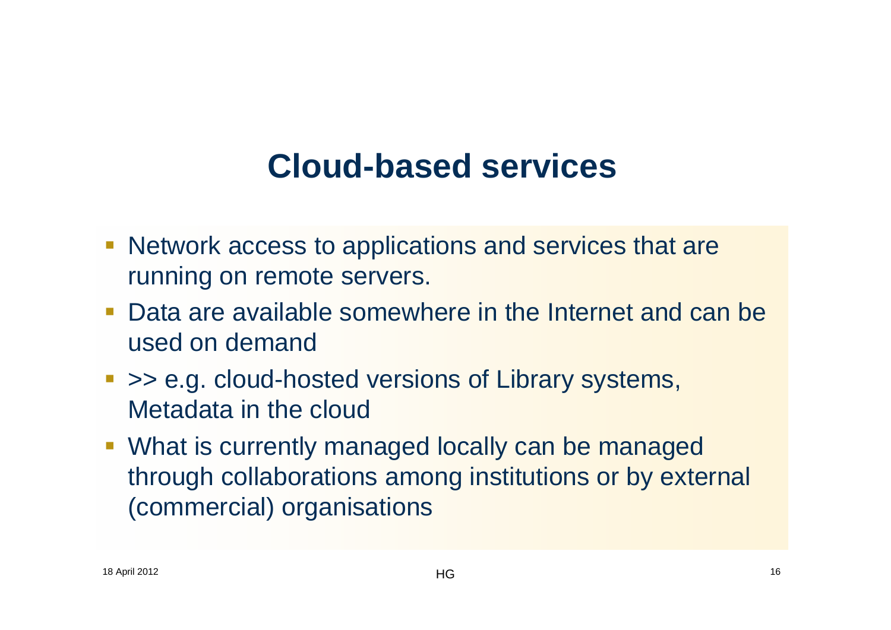# Cloud-based services

- Network access to applications and services that are running on remote servers.
- Data are available somewhere in the Internet and can be used on demand
- >> e.g. cloud-hosted versions of Library systems, Metadata in the cloud
- What is currently managed locally can be managed through collaborations among institutions or by external (commercial) organisations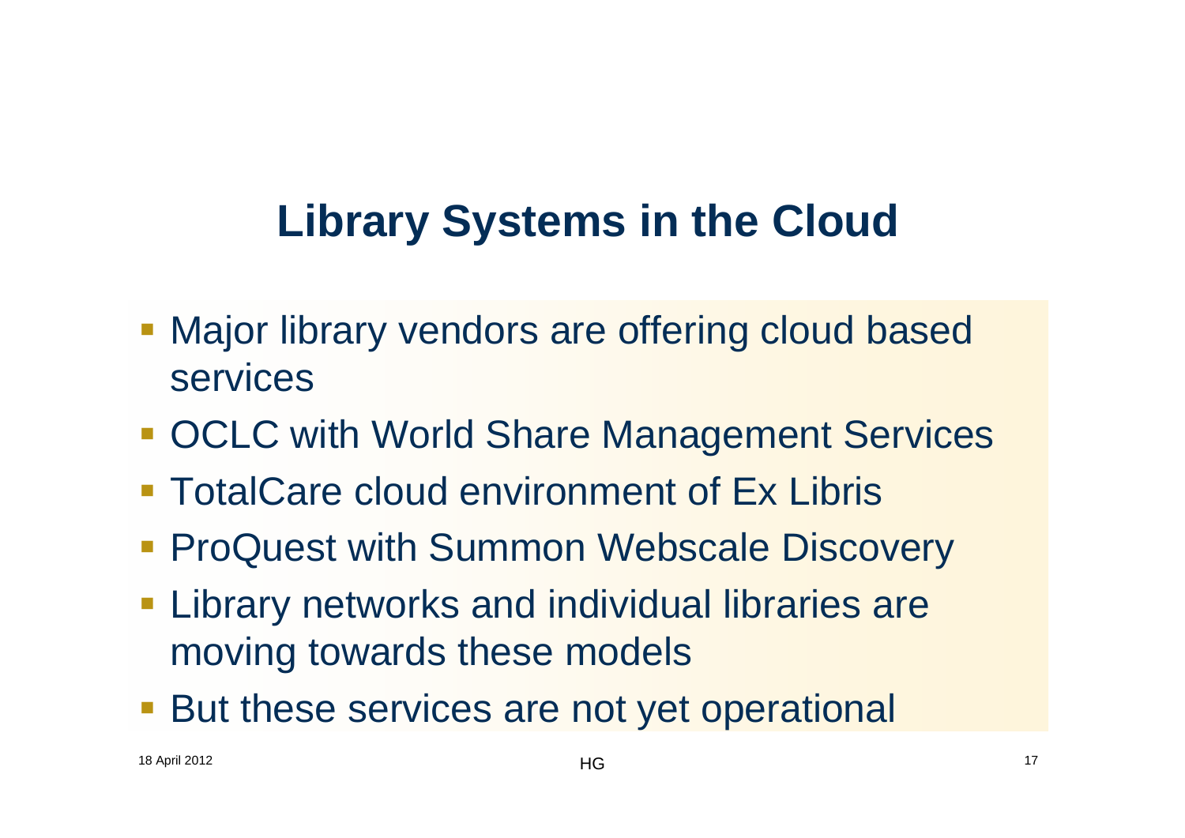# Library Systems in the Cloud

- Major library vendors are offering cloud based services
- OCLC with World Share Management Services
- TotalCare cloud environment of Ex Libris
- ProQuest with Summon Webscale Discovery
- Library networks and individual libraries are moving towards these models
- But these services are not yet operational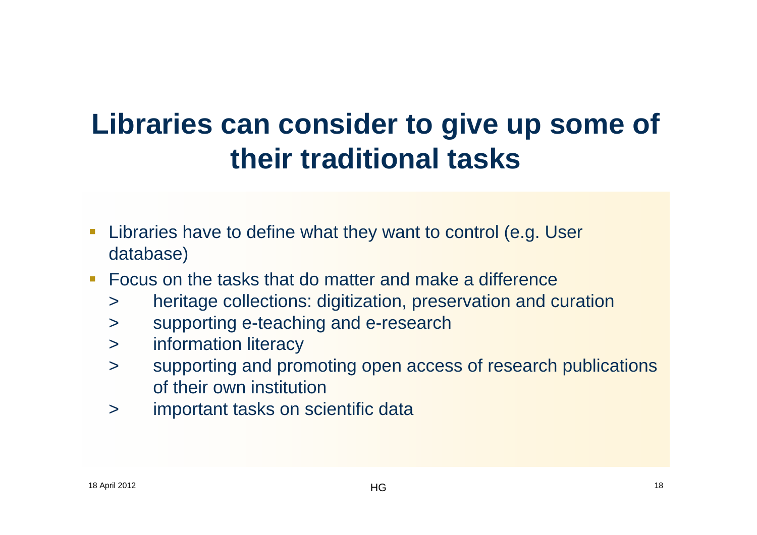# Libraries can consider to give up some of their traditional tasks

- Libraries have to define what they want to control (e.g. User database)
- Focus on the tasks that do matter and make a difference
  - heritage collections: digitization, preservation and curation
  - supporting e-teaching and e-research
  - information literacy
  - supporting and promoting open access of research publications of their own institution
  - important tasks on scientific data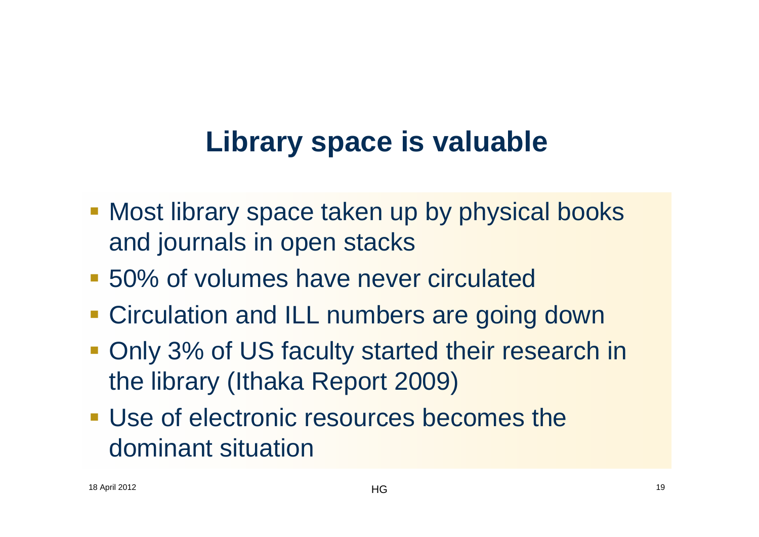# Library space is valuable

- Most library space taken up by physical books and journals in open stacks
- 50% of volumes have never circulated
- Circulation and ILL numbers are going down
- Only 3% of US faculty started their research in the library (Ithaka Report 2009)
- Use of electronic resources becomes the dominant situation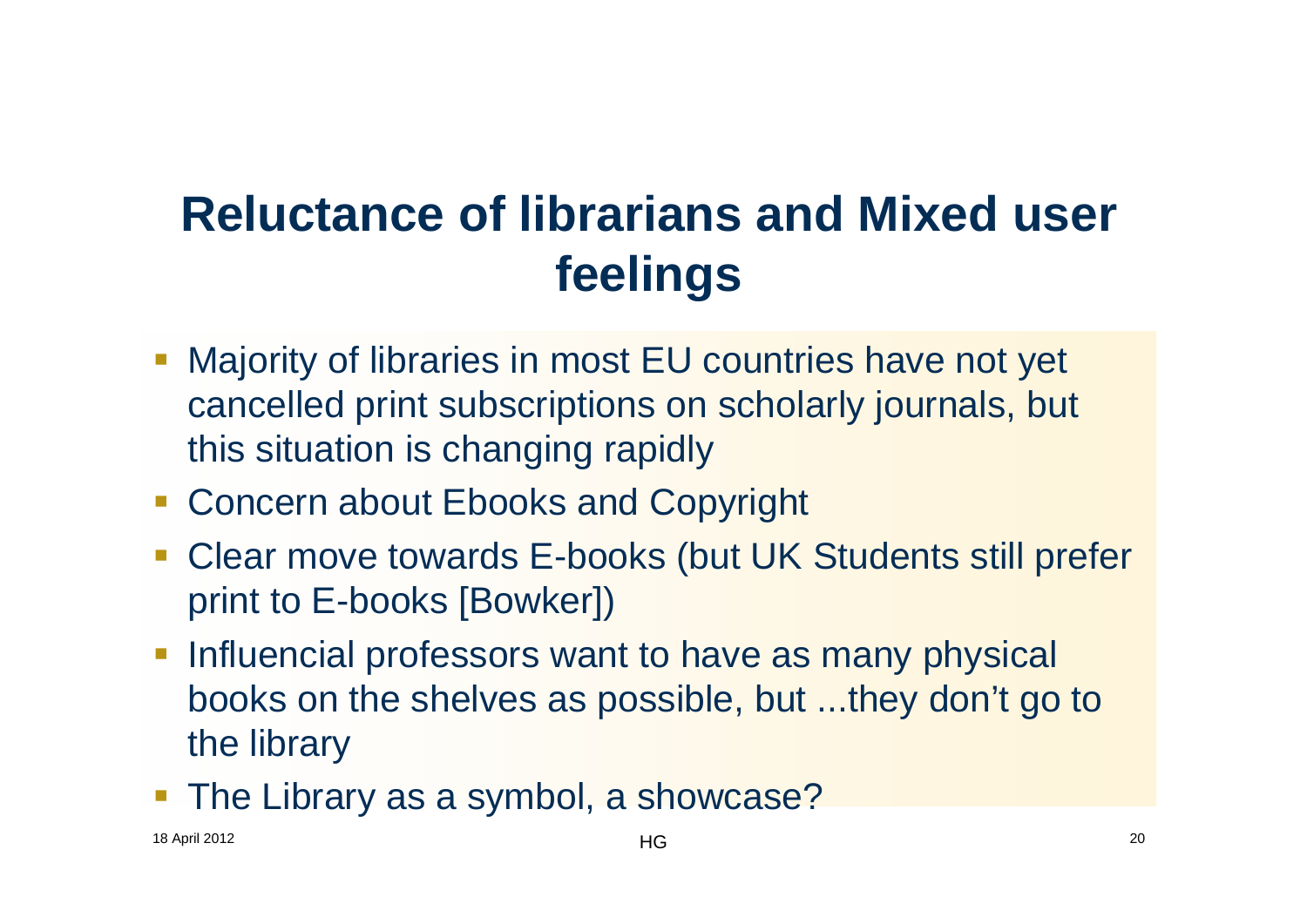# Reluctance of librarians and Mixed user feelings

- Majority of libraries in most EU countries have not yet cancelled print subscriptions on scholarly journals, but this situation is changing rapidly
- Concern about Ebooks and Copyright
- Clear move towards E-books (but UK Students still prefer print to E-books [Bowker])
- Influencial professors want to have as many physical books on the shelves as possible, but ...they don't go to the library
- The Library as a symbol, a showcase?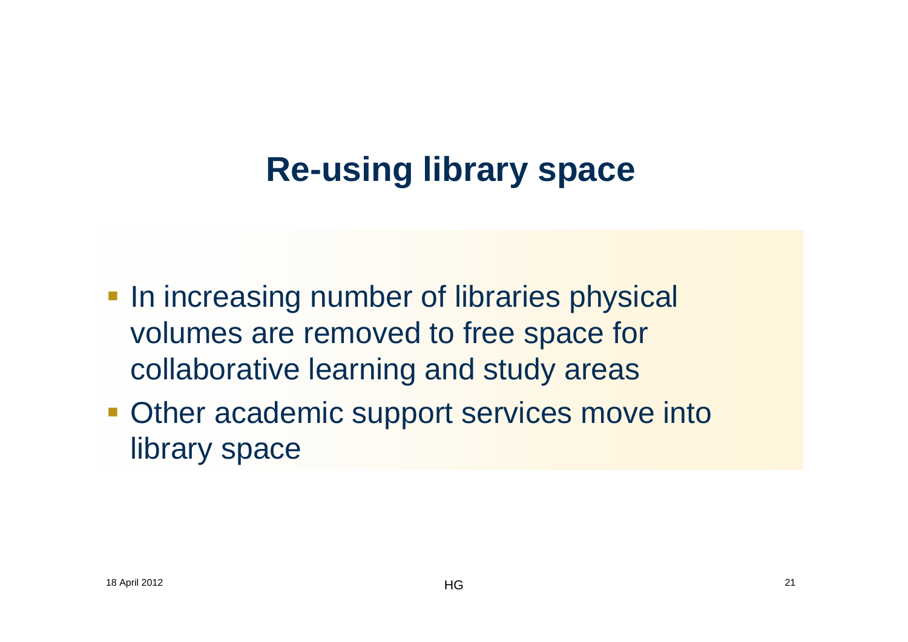# Re-using library space

- In increasing number of libraries physical volumes are removed to free space for collaborative learning and study areas
- Other academic support services move into library space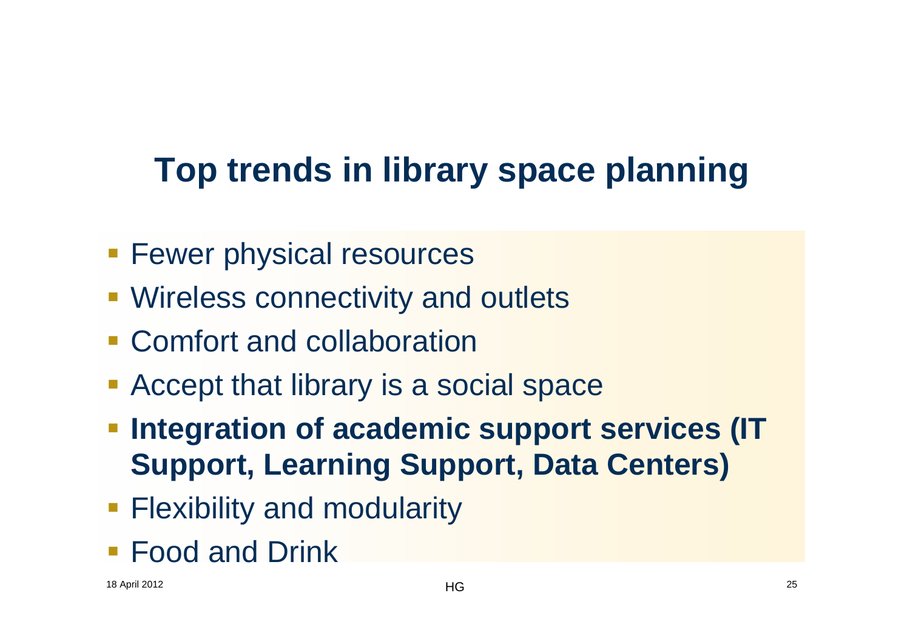# Top trends in library space planning

- Fewer physical resources
- Wireless connectivity and outlets
- Comfort and collaboration
- Accept that library is a social space
- **Integration of academic support services (IT Support, Learning Support, Data Centers)**
- Flexibility and modularity
- Food and Drink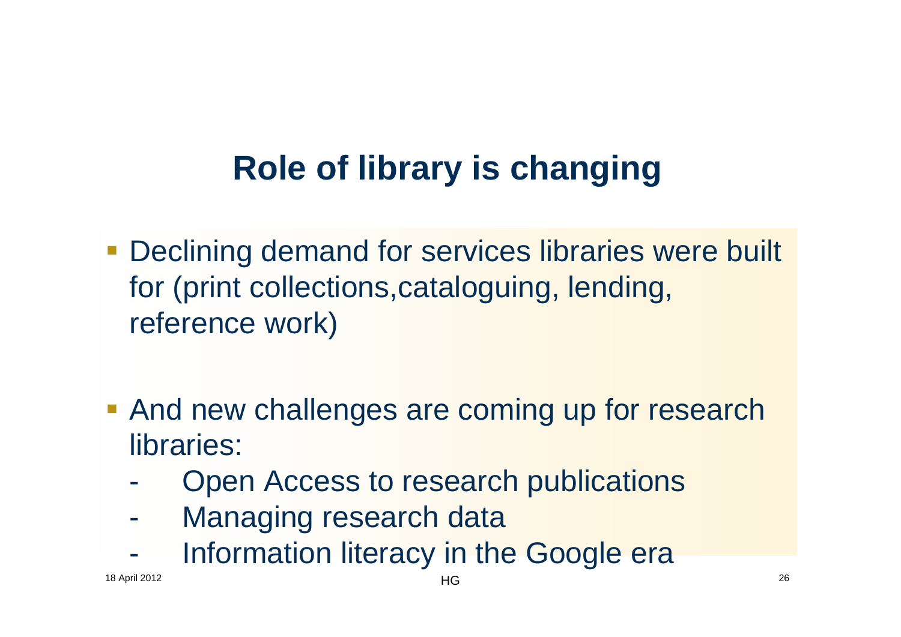# Role of library is changing

- Declining demand for services libraries were built for (print collections,cataloguing, lending, reference work)

- And new challenges are coming up for research libraries:
  - Open Access to research publications
  - Managing research data
  - Information literacy in the Google era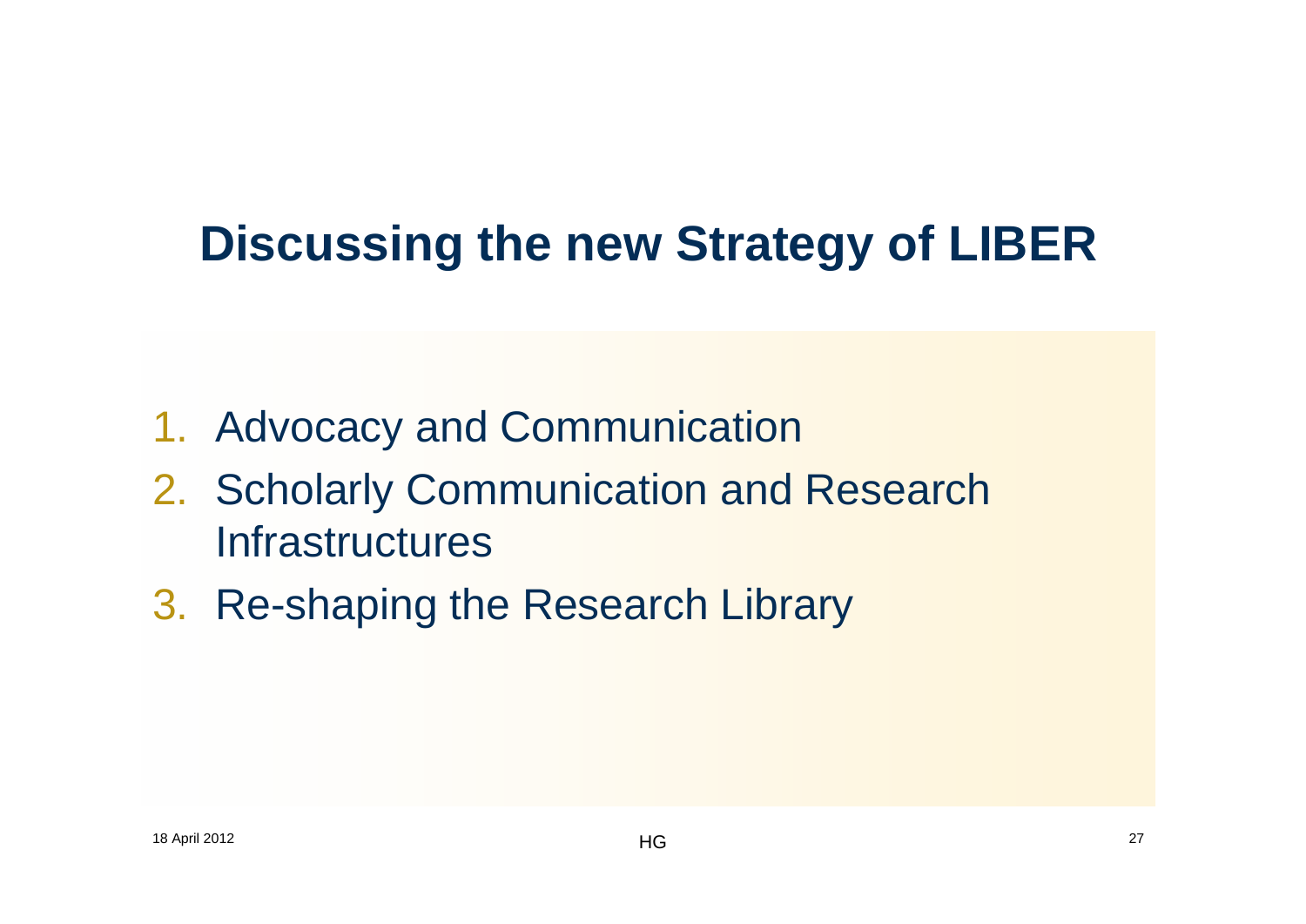# Discussing the new Strategy of LIBER

1. Advocacy and Communication
2. Scholarly Communication and Research Infrastructures
3. Re-shaping the Research Library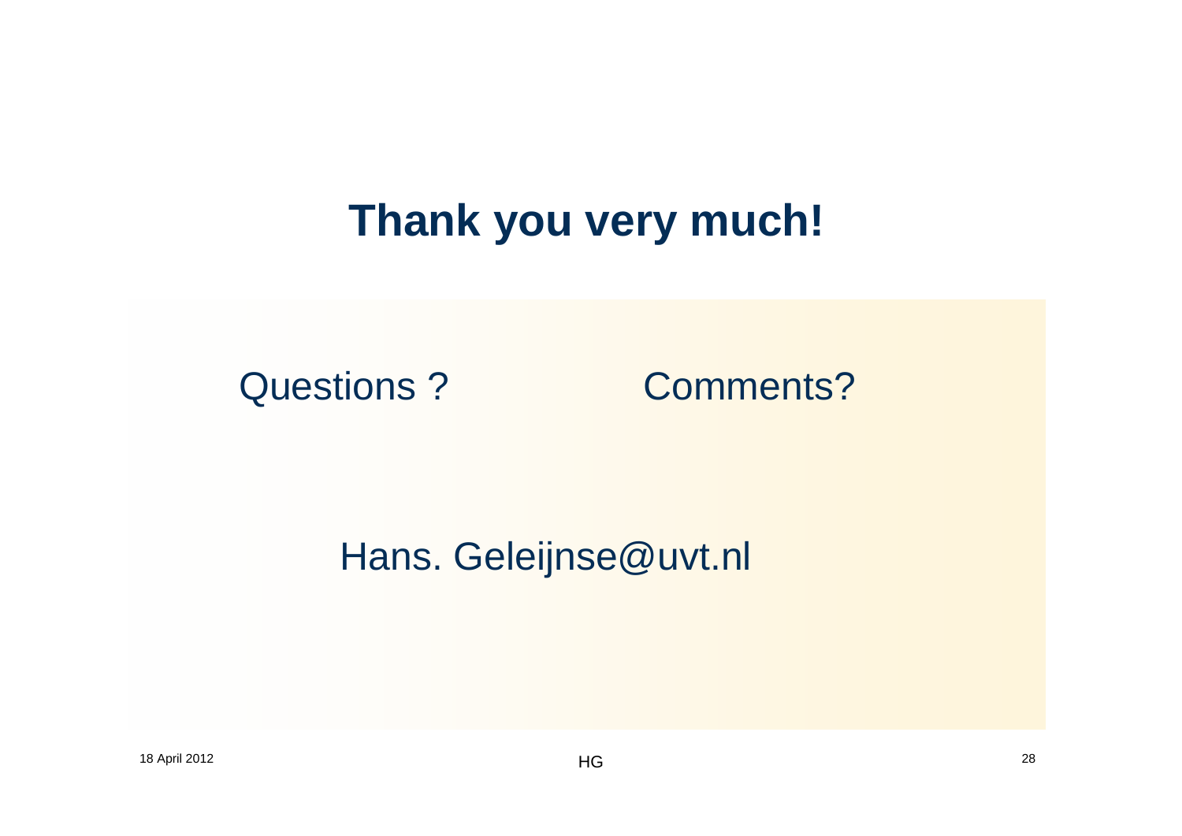# Thank you very much!

Questions ?

Comments?

Hans. Geleijnse@uvt.nl